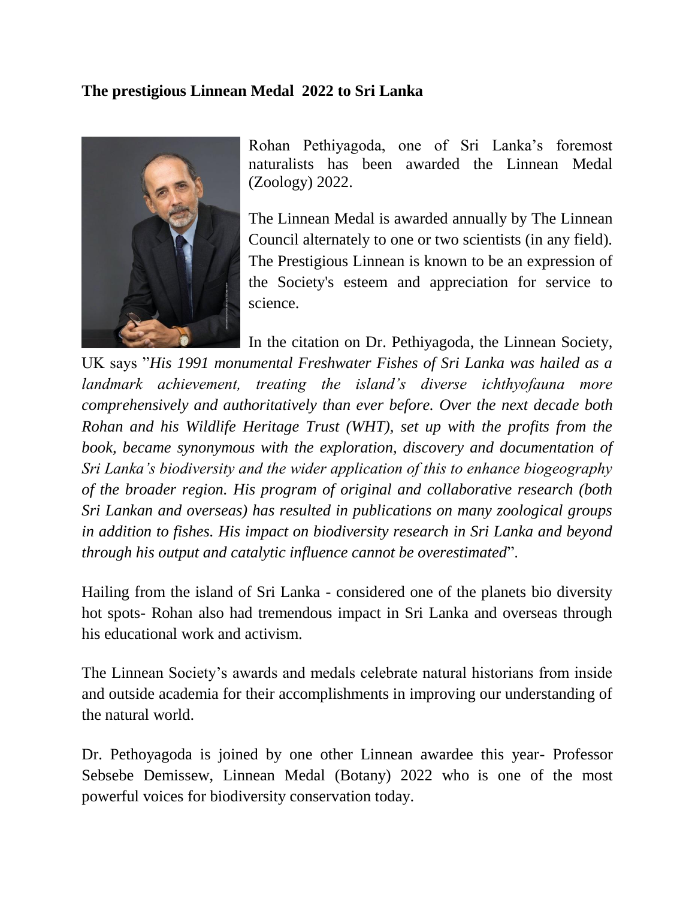**The prestigious Linnean Medal 2022 to Sri Lanka**

Rohan Pethiyagoda, one of Sri Lanka's foremost naturalists has been awarded the Linnean Medal (Zoology) 2022.

The Linnean Medal is awarded annually by The Linnean Council alternately to one or two scientists (in any field). The Prestigious Linnean is known to be an expression of the Society's esteem and appreciation for service to science.

In the citation on Dr. Pethiyagoda, the Linnean Society, UK says "*His 1991 monumental Freshwater Fishes of Sri Lanka was hailed as a landmark achievement, treating the island's diverse ichthyofauna more comprehensively and authoritatively than ever before. Over the next decade both Rohan and his Wildlife Heritage Trust (WHT), set up with the profits from the book, became synonymous with the exploration, discovery and documentation of Sri Lanka's biodiversity and the wider application of this to enhance biogeography of the broader region. His program of original and collaborative research (both Sri Lankan and overseas) has resulted in publications on many zoological groups in addition to fishes. His impact on biodiversity research in Sri Lanka and beyond through his output and catalytic influence cannot be overestimated*".

Hailing from the island of Sri Lanka - considered one of the planets bio diversity hot spots- Rohan also had tremendous impact in Sri Lanka and overseas through his educational work and activism.

The Linnean Society's awards and medals celebrate natural historians from inside and outside academia for their accomplishments in improving our understanding of the natural world.

Dr. Pethoyagoda is joined by one other Linnean awardee this year- Professor Sebsebe Demissew, Linnean Medal (Botany) 2022 who is one of the most powerful voices for biodiversity conservation today.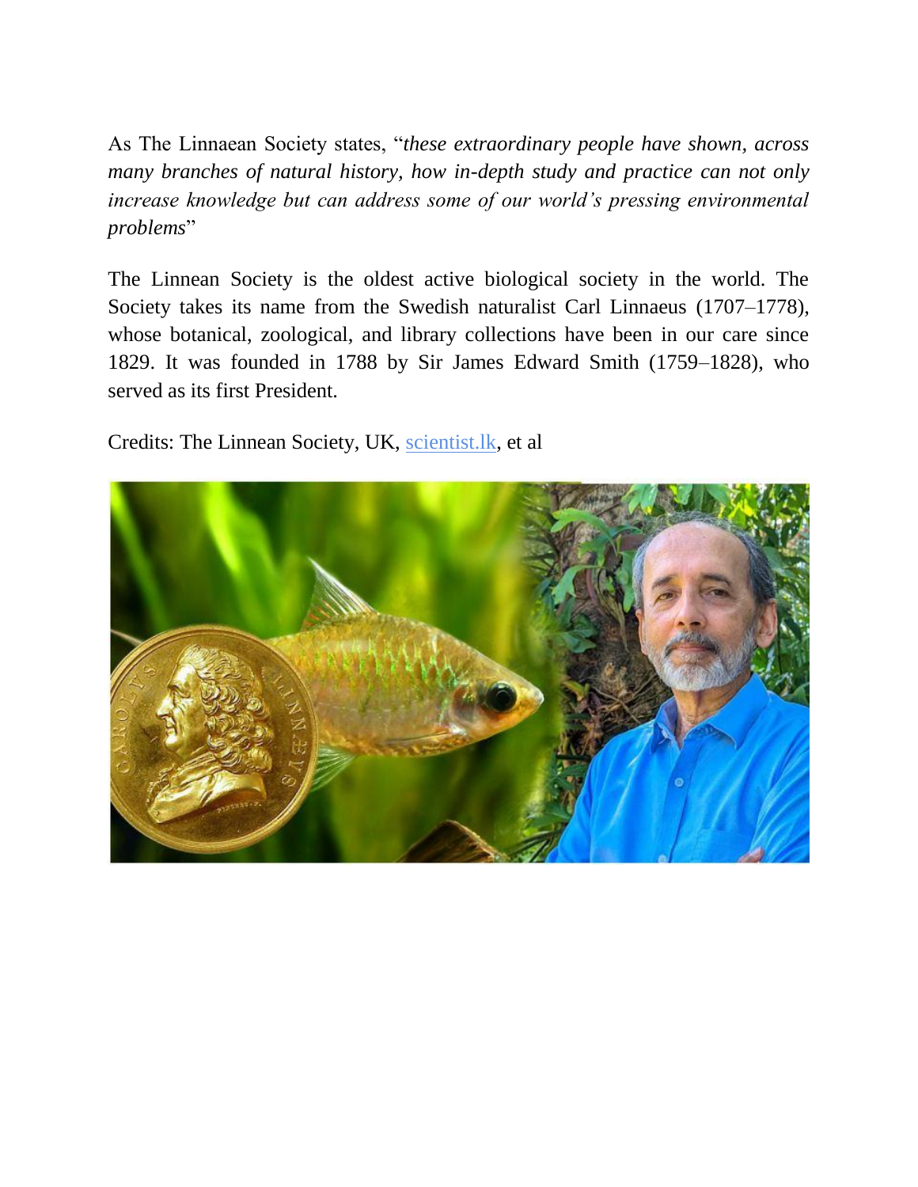As The Linnaean Society states, "*these extraordinary people have shown, across many branches of natural history, how in-depth study and practice can not only increase knowledge but can address some of our world's pressing environmental problems*"

The Linnean Society is the oldest active biological society in the world. The Society takes its name from the Swedish naturalist Carl Linnaeus (1707–1778), whose botanical, zoological, and library collections have been in our care since 1829. It was founded in 1788 by Sir James Edward Smith (1759–1828), who served as its first President.

Credits: The Linnean Society, UK, [scientist.lk](scientist.lk), et al